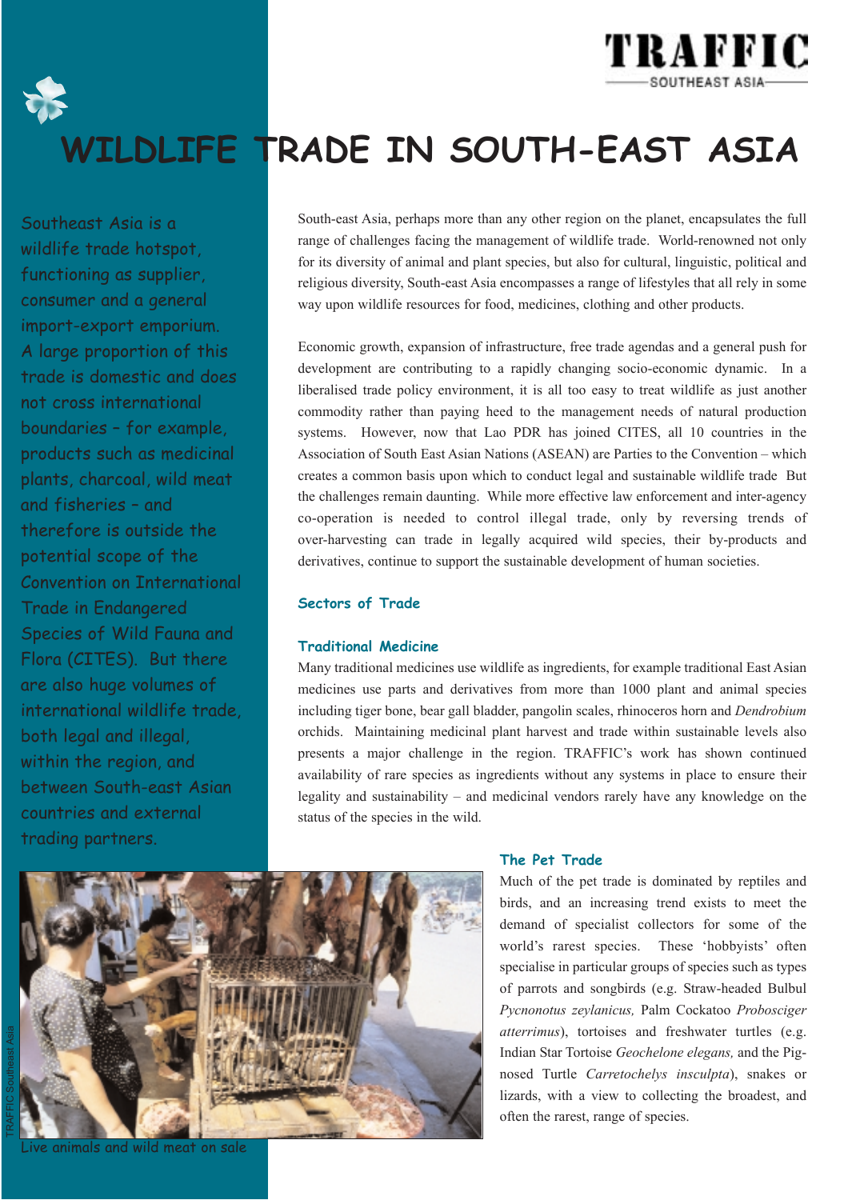TRAFFIC SOUTHEAST ASIA

# WILDLIFE TRADE IN SOUTH-EAST ASIA

Southeast Asia is a wildlife trade hotspot, functioning as supplier, consumer and a general import-export emporium. A large proportion of this trade is domestic and does not cross international boundaries – for example, products such as medicinal plants, charcoal, wild meat and fisheries – and therefore is outside the potential scope of the Convention on International Trade in Endangered Species of Wild Fauna and Flora (CITES). But there are also huge volumes of international wildlife trade, both legal and illegal, within the region, and between South-east Asian countries and external trading partners.

South-east Asia, perhaps more than any other region on the planet, encapsulates the full range of challenges facing the management of wildlife trade. World-renowned not only for its diversity of animal and plant species, but also for cultural, linguistic, political and religious diversity, South-east Asia encompasses a range of lifestyles that all rely in some way upon wildlife resources for food, medicines, clothing and other products.

Economic growth, expansion of infrastructure, free trade agendas and a general push for development are contributing to a rapidly changing socio-economic dynamic. In a liberalised trade policy environment, it is all too easy to treat wildlife as just another commodity rather than paying heed to the management needs of natural production systems. However, now that Lao PDR has joined CITES, all 10 countries in the Association of South East Asian Nations (ASEAN) are Parties to the Convention – which creates a common basis upon which to conduct legal and sustainable wildlife trade But the challenges remain daunting. While more effective law enforcement and inter-agency co-operation is needed to control illegal trade, only by reversing trends of over-harvesting can trade in legally acquired wild species, their by-products and derivatives, continue to support the sustainable development of human societies.

## Sectors of Trade

### Traditional Medicine

Many traditional medicines use wildlife as ingredients, for example traditional East Asian medicines use parts and derivatives from more than 1000 plant and animal species including tiger bone, bear gall bladder, pangolin scales, rhinoceros horn and *Dendrobium* orchids. Maintaining medicinal plant harvest and trade within sustainable levels also presents a major challenge in the region. TRAFFIC's work has shown continued availability of rare species as ingredients without any systems in place to ensure their legality and sustainability – and medicinal vendors rarely have any knowledge on the status of the species in the wild.

TRAFFIC Southeast Asia

Live animals and wild meat on sale

### The Pet Trade

Much of the pet trade is dominated by reptiles and birds, and an increasing trend exists to meet the demand of specialist collectors for some of the world's rarest species. These 'hobbyists' often specialise in particular groups of species such as types of parrots and songbirds (e.g. Straw-headed Bulbul *Pycnonotus zeylanicus,* Palm Cockatoo *Probosciger atterrimus*), tortoises and freshwater turtles (e.g. Indian Star Tortoise *Geochelone elegans,* and the Pig-nosed Turtle *Carretochelys insculpta*), snakes or lizards, with a view to collecting the broadest, and often the rarest, range of species.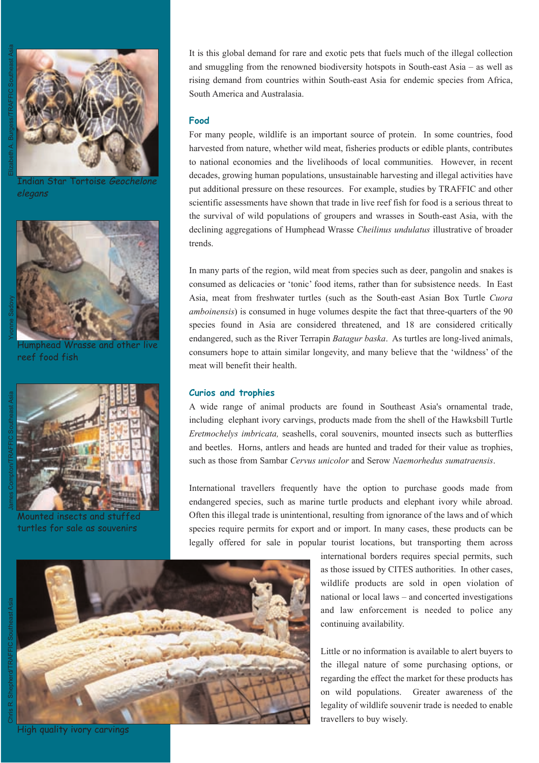Indian Star Tortoise *Geochelone elegans*

Humphead Wrasse and other live reef food fish

Mounted insects and stuffed turtles for sale as souvenirs

High quality ivory carvings

It is this global demand for rare and exotic pets that fuels much of the illegal collection and smuggling from the renowned biodiversity hotspots in South-east Asia – as well as rising demand from countries within South-east Asia for endemic species from Africa, South America and Australasia.

## Food

For many people, wildlife is an important source of protein. In some countries, food harvested from nature, whether wild meat, fisheries products or edible plants, contributes to national economies and the livelihoods of local communities. However, in recent decades, growing human populations, unsustainable harvesting and illegal activities have put additional pressure on these resources. For example, studies by TRAFFIC and other scientific assessments have shown that trade in live reef fish for food is a serious threat to the survival of wild populations of groupers and wrasses in South-east Asia, with the declining aggregations of Humphead Wrasse *Cheilinus undulatus* illustrative of broader trends.

In many parts of the region, wild meat from species such as deer, pangolin and snakes is consumed as delicacies or 'tonic' food items, rather than for subsistence needs. In East Asia, meat from freshwater turtles (such as the South-east Asian Box Turtle *Cuora amboinensis*) is consumed in huge volumes despite the fact that three-quarters of the 90 species found in Asia are considered threatened, and 18 are considered critically endangered, such as the River Terrapin *Batagur baska*. As turtles are long-lived animals, consumers hope to attain similar longevity, and many believe that the 'wildness' of the meat will benefit their health.

## Curios and trophies

A wide range of animal products are found in Southeast Asia's ornamental trade, including elephant ivory carvings, products made from the shell of the Hawksbill Turtle *Eretmochelys imbricata,* seashells, coral souvenirs, mounted insects such as butterflies and beetles. Horns, antlers and heads are hunted and traded for their value as trophies, such as those from Sambar *Cervus unicolor* and Serow *Naemorhedus sumatraensis*.

International travellers frequently have the option to purchase goods made from endangered species, such as marine turtle products and elephant ivory while abroad. Often this illegal trade is unintentional, resulting from ignorance of the laws and of which species require permits for export and or import. In many cases, these products can be legally offered for sale in popular tourist locations, but transporting them across international borders requires special permits, such as those issued by CITES authorities. In other cases, wildlife products are sold in open violation of national or local laws – and concerted investigations and law enforcement is needed to police any continuing availability.

Little or no information is available to alert buyers to the illegal nature of some purchasing options, or regarding the effect the market for these products has on wild populations. Greater awareness of the legality of wildlife souvenir trade is needed to enable travellers to buy wisely.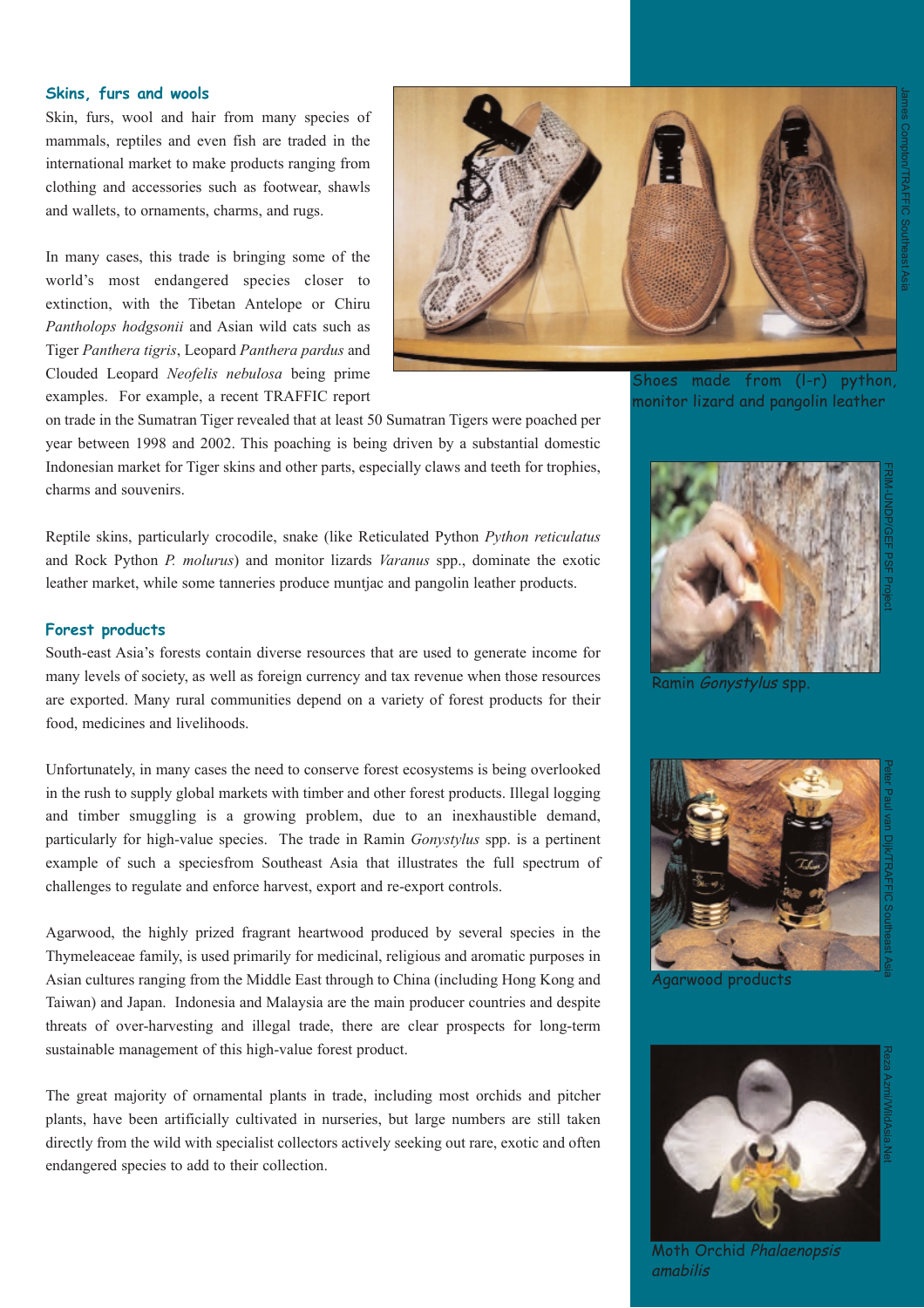## Skins, furs and wools

Skin, furs, wool and hair from many species of mammals, reptiles and even fish are traded in the international market to make products ranging from clothing and accessories such as footwear, shawls and wallets, to ornaments, charms, and rugs.

In many cases, this trade is bringing some of the world's most endangered species closer to extinction, with the Tibetan Antelope or Chiru *Pantholops hodgsonii* and Asian wild cats such as Tiger *Panthera tigris*, Leopard *Panthera pardus* and Clouded Leopard *Neofelis nebulosa* being prime examples. For example, a recent TRAFFIC report on trade in the Sumatran Tiger revealed that at least 50 Sumatran Tigers were poached per year between 1998 and 2002. This poaching is being driven by a substantial domestic Indonesian market for Tiger skins and other parts, especially claws and teeth for trophies, charms and souvenirs.

Reptile skins, particularly crocodile, snake (like Reticulated Python *Python reticulatus* and Rock Python *P. molurus*) and monitor lizards *Varanus* spp., dominate the exotic leather market, while some tanneries produce muntjac and pangolin leather products.

## Forest products

South-east Asia's forests contain diverse resources that are used to generate income for many levels of society, as well as foreign currency and tax revenue when those resources are exported. Many rural communities depend on a variety of forest products for their food, medicines and livelihoods.

Unfortunately, in many cases the need to conserve forest ecosystems is being overlooked in the rush to supply global markets with timber and other forest products. Illegal logging and timber smuggling is a growing problem, due to an inexhaustible demand, particularly for high-value species. The trade in Ramin *Gonystylus* spp. is a pertinent example of such a speciesfrom Southeast Asia that illustrates the full spectrum of challenges to regulate and enforce harvest, export and re-export controls.

Agarwood, the highly prized fragrant heartwood produced by several species in the Thymeleaceae family, is used primarily for medicinal, religious and aromatic purposes in Asian cultures ranging from the Middle East through to China (including Hong Kong and Taiwan) and Japan. Indonesia and Malaysia are the main producer countries and despite threats of over-harvesting and illegal trade, there are clear prospects for long-term sustainable management of this high-value forest product.

The great majority of ornamental plants in trade, including most orchids and pitcher plants, have been artificially cultivated in nurseries, but large numbers are still taken directly from the wild with specialist collectors actively seeking out rare, exotic and often endangered species to add to their collection.

James Compton/TRAFFIC Southeast Asia

Shoes made from (l-r) python, monitor lizard and pangolin leather

FRIM-UNDP/GEF PSF Project

Ramin *Gonystylus* spp.

Peter Paul van Dijk/TRAFFIC Southeast Asia

Agarwood products

Reza Azmi/WildAsia.Net

Moth Orchid *Phalaenopsis amabilis*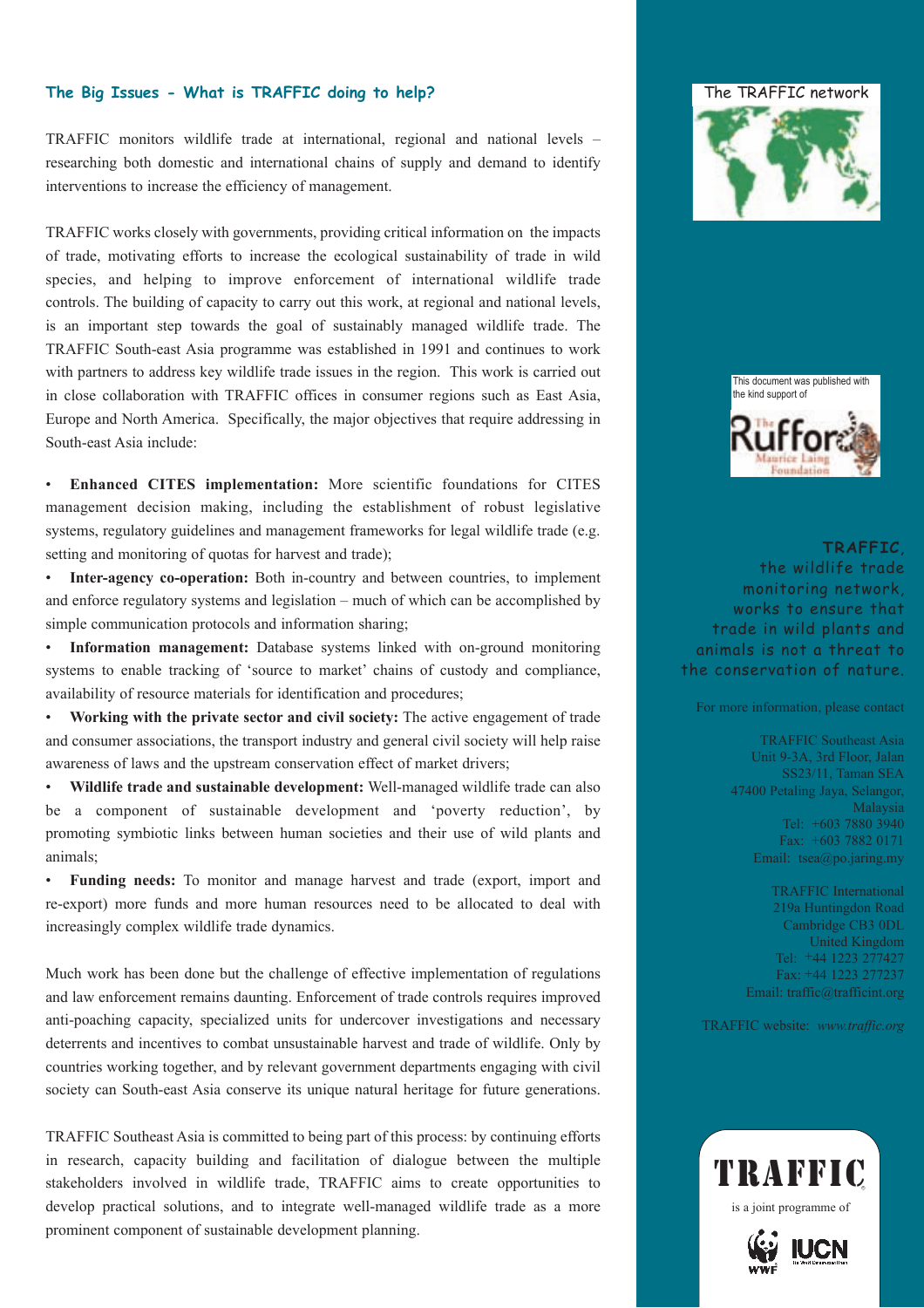## The Big Issues - What is TRAFFIC doing to help?

TRAFFIC monitors wildlife trade at international, regional and national levels – researching both domestic and international chains of supply and demand to identify interventions to increase the efficiency of management.

TRAFFIC works closely with governments, providing critical information on the impacts of trade, motivating efforts to increase the ecological sustainability of trade in wild species, and helping to improve enforcement of international wildlife trade controls. The building of capacity to carry out this work, at regional and national levels, is an important step towards the goal of sustainably managed wildlife trade. The TRAFFIC South-east Asia programme was established in 1991 and continues to work with partners to address key wildlife trade issues in the region. This work is carried out in close collaboration with TRAFFIC offices in consumer regions such as East Asia, Europe and North America. Specifically, the major objectives that require addressing in South-east Asia include:

- **Enhanced CITES implementation:** More scientific foundations for CITES management decision making, including the establishment of robust legislative systems, regulatory guidelines and management frameworks for legal wildlife trade (e.g. setting and monitoring of quotas for harvest and trade);
- **Inter-agency co-operation:** Both in-country and between countries, to implement and enforce regulatory systems and legislation – much of which can be accomplished by simple communication protocols and information sharing;
- **Information management:** Database systems linked with on-ground monitoring systems to enable tracking of 'source to market' chains of custody and compliance, availability of resource materials for identification and procedures;
- **Working with the private sector and civil society:** The active engagement of trade and consumer associations, the transport industry and general civil society will help raise awareness of laws and the upstream conservation effect of market drivers;
- **Wildlife trade and sustainable development:** Well-managed wildlife trade can also be a component of sustainable development and 'poverty reduction', by promoting symbiotic links between human societies and their use of wild plants and animals;
- **Funding needs:** To monitor and manage harvest and trade (export, import and re-export) more funds and more human resources need to be allocated to deal with increasingly complex wildlife trade dynamics.

Much work has been done but the challenge of effective implementation of regulations and law enforcement remains daunting. Enforcement of trade controls requires improved anti-poaching capacity, specialized units for undercover investigations and necessary deterrents and incentives to combat unsustainable harvest and trade of wildlife. Only by countries working together, and by relevant government departments engaging with civil society can South-east Asia conserve its unique natural heritage for future generations.

TRAFFIC Southeast Asia is committed to being part of this process: by continuing efforts in research, capacity building and facilitation of dialogue between the multiple stakeholders involved in wildlife trade, TRAFFIC aims to create opportunities to develop practical solutions, and to integrate well-managed wildlife trade as a more prominent component of sustainable development planning.

The TRAFFIC network

This document was published with the kind support of

The Rufford Maurice Laing Foundation

**TRAFFIC**, the wildlife trade monitoring network, works to ensure that trade in wild plants and animals is not a threat to the conservation of nature.

For more information, please contact

TRAFFIC Southeast Asia
Unit 9-3A, 3rd Floor, Jalan SS23/11, Taman SEA
47400 Petaling Jaya, Selangor, Malaysia
Tel: +603 7880 3940
Fax: +603 7882 0171
Email: tsea@po.jaring.my

TRAFFIC International
219a Huntingdon Road
Cambridge CB3 0DL
United Kingdom
Tel: +44 1223 277427
Fax: +44 1223 277237
Email: traffic@trafficint.org

TRAFFIC website: *www.traffic.org*

TRAFFIC is a joint programme of WWF IUCN